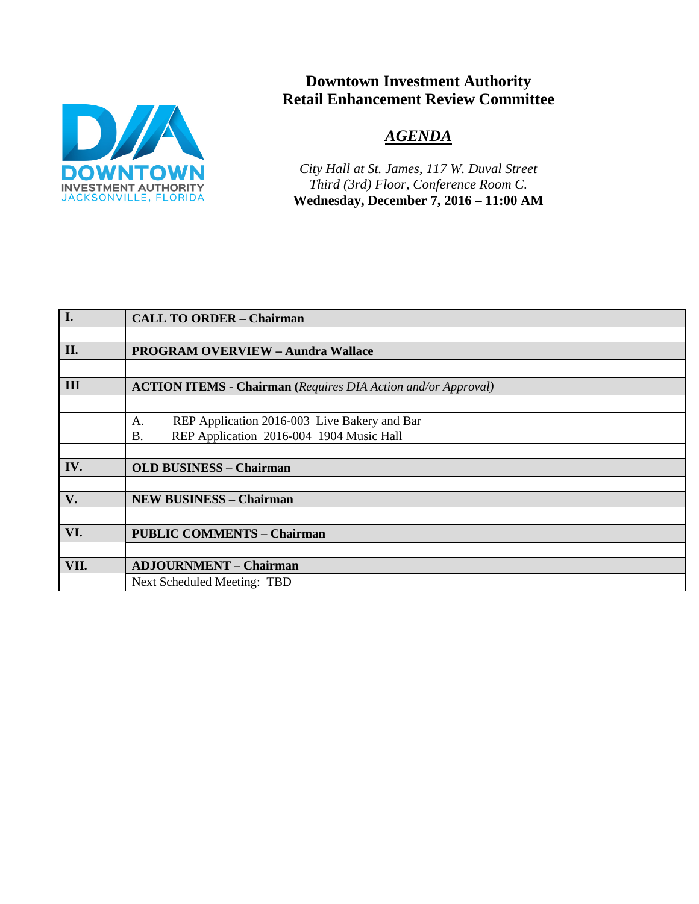# Downtown Investment Authority
# Retail Enhancement Review Committee

## *AGENDA*

*City Hall at St. James, 117 W. Duval Street*
*Third (3rd) Floor, Conference Room C.*
**Wednesday, December 7, 2016 – 11:00 AM**

| | |
|---|---|
| **I.** | **CALL TO ORDER – Chairman** |
| | |
| **II.** | **PROGRAM OVERVIEW – Aundra Wallace** |
| | |
| **III** | **ACTION ITEMS - Chairman (***Requires DIA Action and/or Approval)* |
| | |
| | A. REP Application 2016-003 Live Bakery and Bar |
| | B. REP Application 2016-004 1904 Music Hall |
| | |
| **IV.** | **OLD BUSINESS – Chairman** |
| | |
| **V.** | **NEW BUSINESS – Chairman** |
| | |
| **VI.** | **PUBLIC COMMENTS – Chairman** |
| | |
| **VII.** | **ADJOURNMENT – Chairman** |
| | Next Scheduled Meeting: TBD |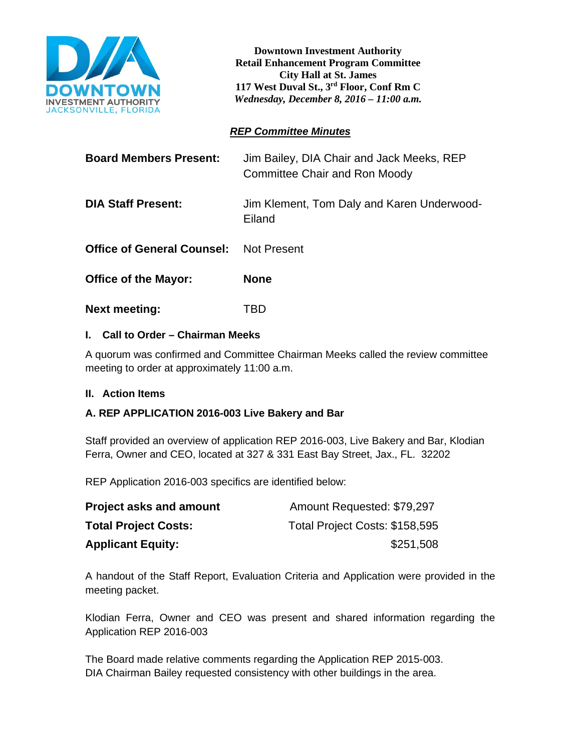**Downtown Investment Authority**
**Retail Enhancement Program Committee**
**City Hall at St. James**
**117 West Duval St., 3rd Floor, Conf Rm C**
***Wednesday, December 8, 2016 – 11:00 a.m.***

## ***REP Committee Minutes***

| | |
|---|---|
| **Board Members Present:** | Jim Bailey, DIA Chair and Jack Meeks, REP Committee Chair and Ron Moody |
| **DIA Staff Present:** | Jim Klement, Tom Daly and Karen Underwood-Eiland |
| **Office of General Counsel:** | Not Present |
| **Office of the Mayor:** | **None** |
| **Next meeting:** | TBD |

### I. Call to Order – Chairman Meeks

A quorum was confirmed and Committee Chairman Meeks called the review committee meeting to order at approximately 11:00 a.m.

### II. Action Items

### A. REP APPLICATION 2016-003 Live Bakery and Bar

Staff provided an overview of application REP 2016-003, Live Bakery and Bar, Klodian Ferra, Owner and CEO, located at 327 & 331 East Bay Street, Jax., FL. 32202

REP Application 2016-003 specifics are identified below:

| | |
|---|---|
| **Project asks and amount** | Amount Requested: $79,297 |
| **Total Project Costs:** | Total Project Costs: $158,595 |
| **Applicant Equity:** | $251,508 |

A handout of the Staff Report, Evaluation Criteria and Application were provided in the meeting packet.

Klodian Ferra, Owner and CEO was present and shared information regarding the Application REP 2016-003

The Board made relative comments regarding the Application REP 2015-003.
DIA Chairman Bailey requested consistency with other buildings in the area.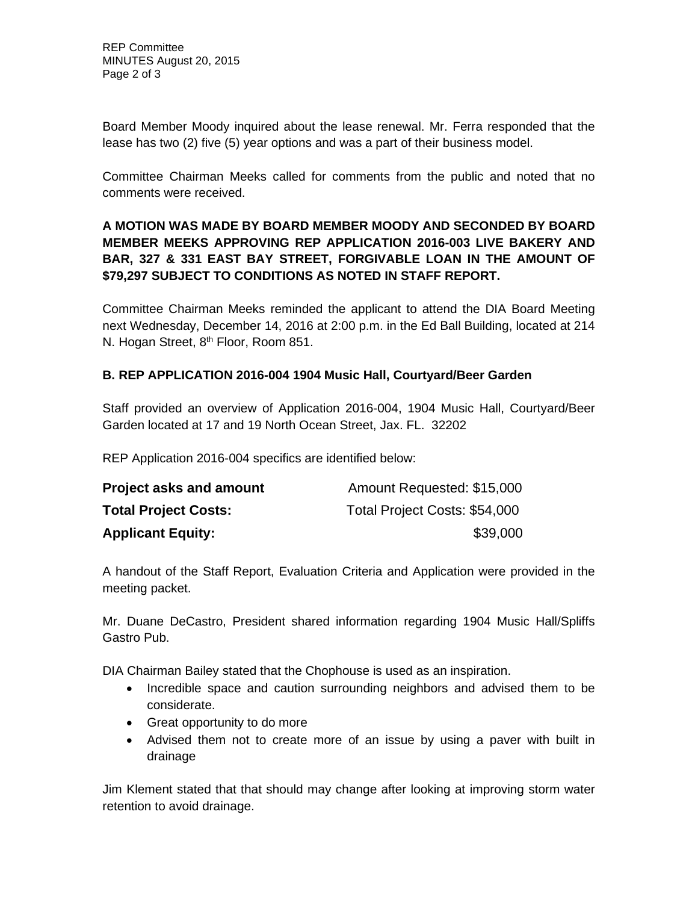Board Member Moody inquired about the lease renewal. Mr. Ferra responded that the lease has two (2) five (5) year options and was a part of their business model.

Committee Chairman Meeks called for comments from the public and noted that no comments were received.

**A MOTION WAS MADE BY BOARD MEMBER MOODY AND SECONDED BY BOARD MEMBER MEEKS APPROVING REP APPLICATION 2016-003 LIVE BAKERY AND BAR, 327 & 331 EAST BAY STREET, FORGIVABLE LOAN IN THE AMOUNT OF $79,297 SUBJECT TO CONDITIONS AS NOTED IN STAFF REPORT.**

Committee Chairman Meeks reminded the applicant to attend the DIA Board Meeting next Wednesday, December 14, 2016 at 2:00 p.m. in the Ed Ball Building, located at 214 N. Hogan Street, 8th Floor, Room 851.

**B. REP APPLICATION 2016-004 1904 Music Hall, Courtyard/Beer Garden**

Staff provided an overview of Application 2016-004, 1904 Music Hall, Courtyard/Beer Garden located at 17 and 19 North Ocean Street, Jax. FL. 32202

REP Application 2016-004 specifics are identified below:

| | |
|---|---|
| **Project asks and amount** | Amount Requested: $15,000 |
| **Total Project Costs:** | Total Project Costs: $54,000 |
| **Applicant Equity:** | $39,000 |

A handout of the Staff Report, Evaluation Criteria and Application were provided in the meeting packet.

Mr. Duane DeCastro, President shared information regarding 1904 Music Hall/Spliffs Gastro Pub.

DIA Chairman Bailey stated that the Chophouse is used as an inspiration.

- Incredible space and caution surrounding neighbors and advised them to be considerate.
- Great opportunity to do more
- Advised them not to create more of an issue by using a paver with built in drainage

Jim Klement stated that that should may change after looking at improving storm water retention to avoid drainage.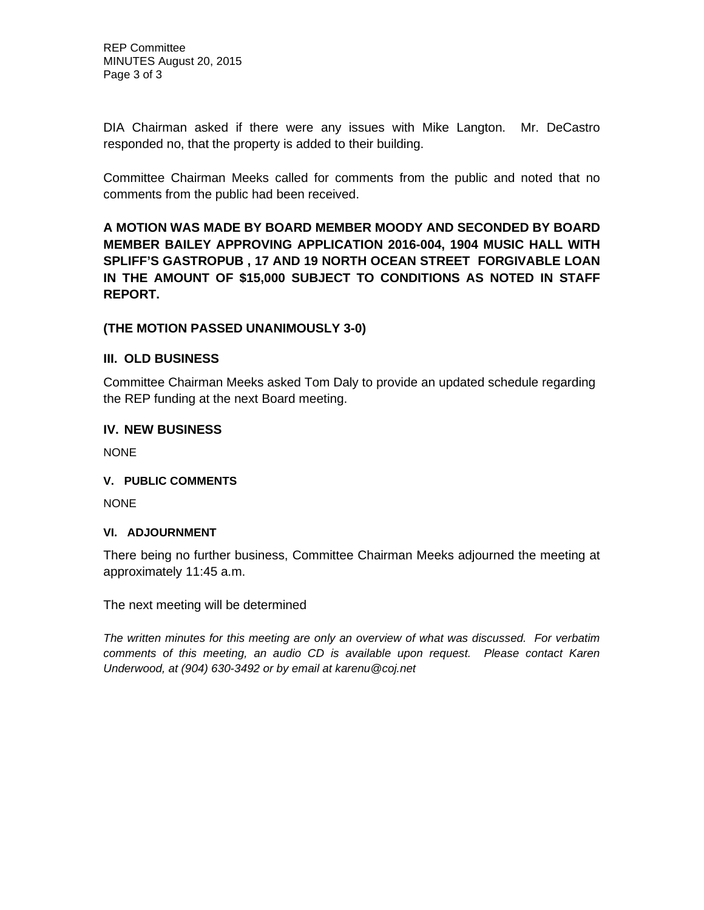DIA Chairman asked if there were any issues with Mike Langton. Mr. DeCastro responded no, that the property is added to their building.

Committee Chairman Meeks called for comments from the public and noted that no comments from the public had been received.

**A MOTION WAS MADE BY BOARD MEMBER MOODY AND SECONDED BY BOARD MEMBER BAILEY APPROVING APPLICATION 2016-004, 1904 MUSIC HALL WITH SPLIFF'S GASTROPUB , 17 AND 19 NORTH OCEAN STREET FORGIVABLE LOAN IN THE AMOUNT OF $15,000 SUBJECT TO CONDITIONS AS NOTED IN STAFF REPORT.**

**(THE MOTION PASSED UNANIMOUSLY 3-0)**

## III. OLD BUSINESS

Committee Chairman Meeks asked Tom Daly to provide an updated schedule regarding the REP funding at the next Board meeting.

## IV. NEW BUSINESS

NONE

## V. PUBLIC COMMENTS

NONE

## VI. ADJOURNMENT

There being no further business, Committee Chairman Meeks adjourned the meeting at approximately 11:45 a.m.

The next meeting will be determined

*The written minutes for this meeting are only an overview of what was discussed. For verbatim comments of this meeting, an audio CD is available upon request. Please contact Karen Underwood, at (904) 630-3492 or by email at karenu@coj.net*